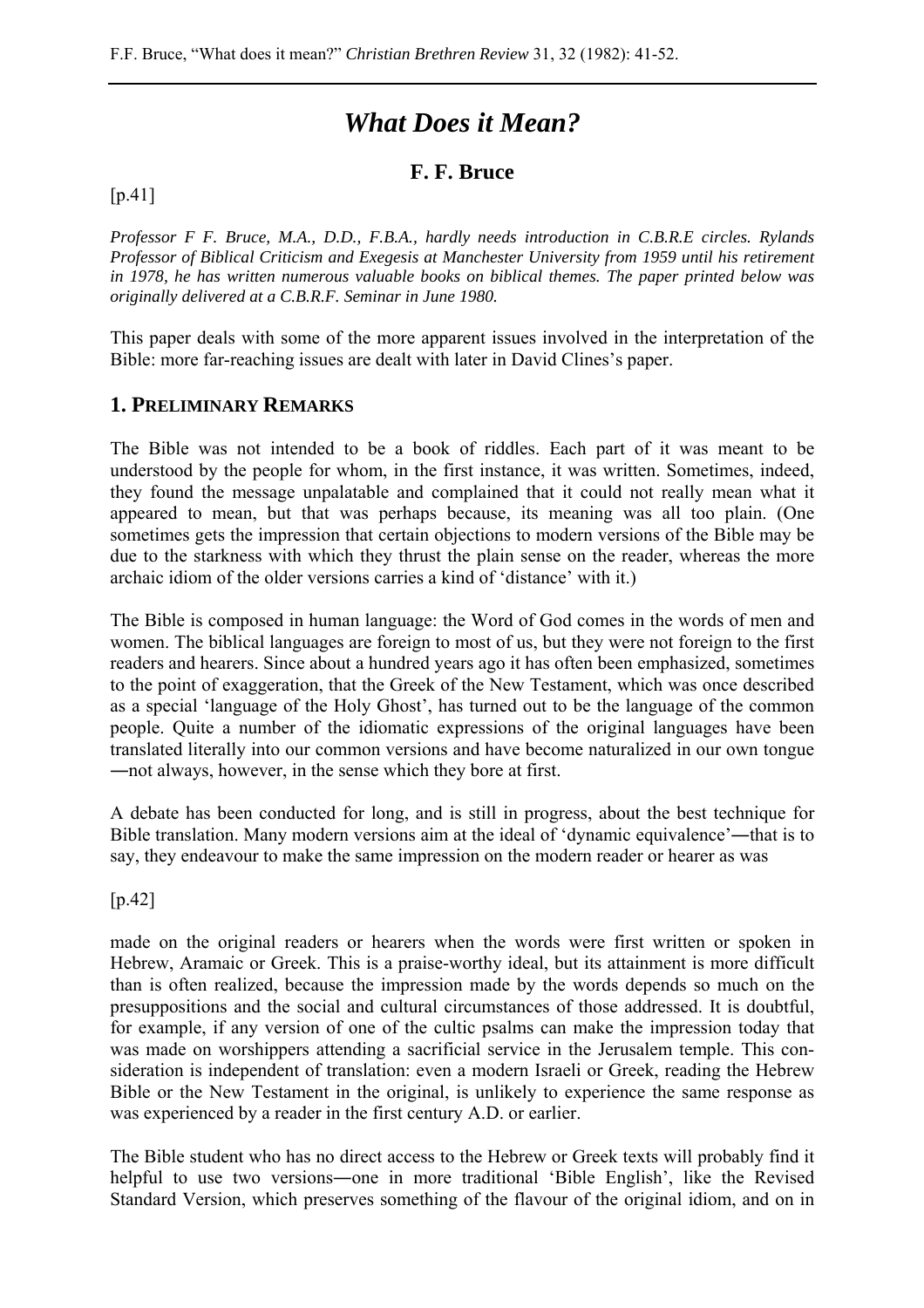# *What Does it Mean?*

## F. F. Bruce

[p.41]

*Professor F F. Bruce, M.A., D.D., F.B.A., hardly needs introduction in C.B.R.E circles. Rylands Professor of Biblical Criticism and Exegesis at Manchester University from 1959 until his retirement in 1978, he has written numerous valuable books on biblical themes. The paper printed below was originally delivered at a C.B.R.F. Seminar in June 1980.*

This paper deals with some of the more apparent issues involved in the interpretation of the Bible: more far-reaching issues are dealt with later in David Clines's paper.

### 1. Preliminary Remarks

The Bible was not intended to be a book of riddles. Each part of it was meant to be understood by the people for whom, in the first instance, it was written. Sometimes, indeed, they found the message unpalatable and complained that it could not really mean what it appeared to mean, but that was perhaps because, its meaning was all too plain. (One sometimes gets the impression that certain objections to modern versions of the Bible may be due to the starkness with which they thrust the plain sense on the reader, whereas the more archaic idiom of the older versions carries a kind of 'distance' with it.)

The Bible is composed in human language: the Word of God comes in the words of men and women. The biblical languages are foreign to most of us, but they were not foreign to the first readers and hearers. Since about a hundred years ago it has often been emphasized, sometimes to the point of exaggeration, that the Greek of the New Testament, which was once described as a special 'language of the Holy Ghost', has turned out to be the language of the common people. Quite a number of the idiomatic expressions of the original languages have been translated literally into our common versions and have become naturalized in our own tongue―not always, however, in the sense which they bore at first.

A debate has been conducted for long, and is still in progress, about the best technique for Bible translation. Many modern versions aim at the ideal of 'dynamic equivalence'―that is to say, they endeavour to make the same impression on the modern reader or hearer as was

[p.42]

made on the original readers or hearers when the words were first written or spoken in Hebrew, Aramaic or Greek. This is a praise-worthy ideal, but its attainment is more difficult than is often realized, because the impression made by the words depends so much on the presuppositions and the social and cultural circumstances of those addressed. It is doubtful, for example, if any version of one of the cultic psalms can make the impression today that was made on worshippers attending a sacrificial service in the Jerusalem temple. This consideration is independent of translation: even a modern Israeli or Greek, reading the Hebrew Bible or the New Testament in the original, is unlikely to experience the same response as was experienced by a reader in the first century A.D. or earlier.

The Bible student who has no direct access to the Hebrew or Greek texts will probably find it helpful to use two versions―one in more traditional 'Bible English', like the Revised Standard Version, which preserves something of the flavour of the original idiom, and on in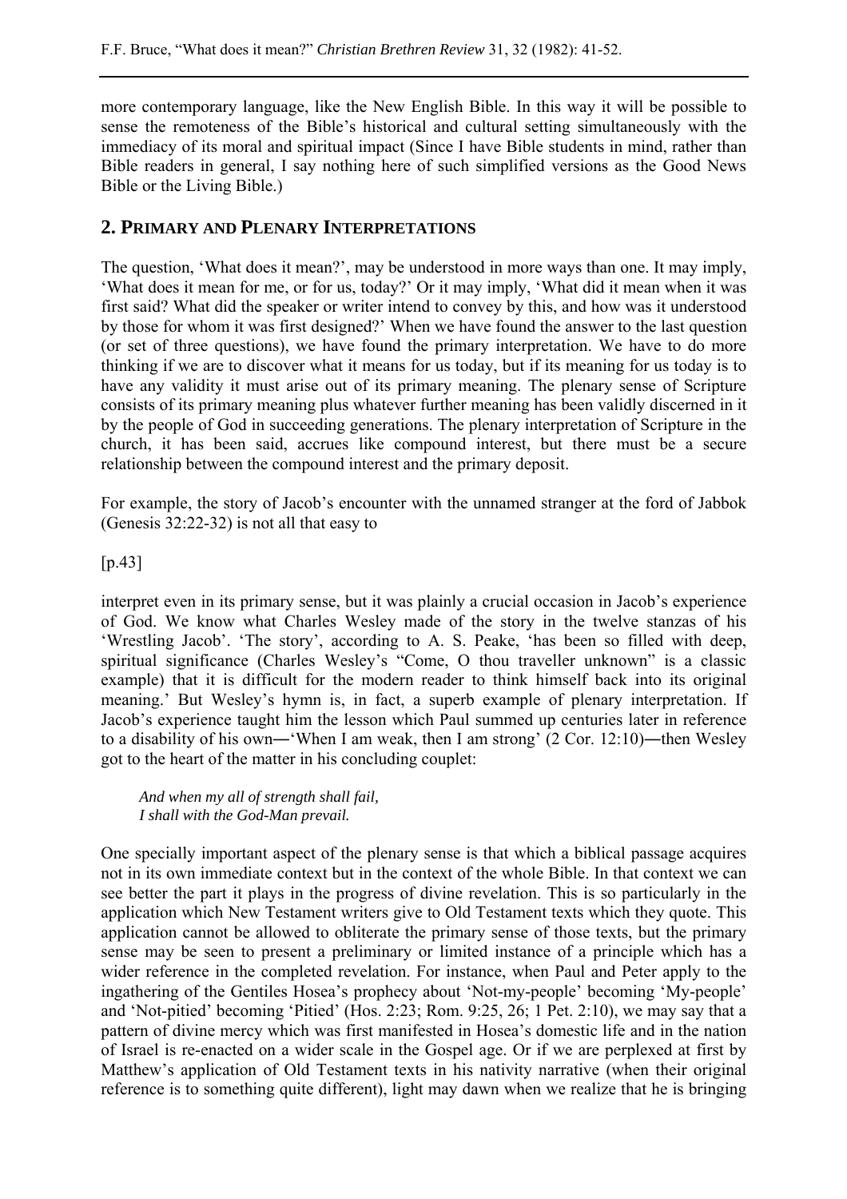more contemporary language, like the New English Bible. In this way it will be possible to sense the remoteness of the Bible's historical and cultural setting simultaneously with the immediacy of its moral and spiritual impact (Since I have Bible students in mind, rather than Bible readers in general, I say nothing here of such simplified versions as the Good News Bible or the Living Bible.)

## 2. PRIMARY AND PLENARY INTERPRETATIONS

The question, 'What does it mean?', may be understood in more ways than one. It may imply, 'What does it mean for me, or for us, today?' Or it may imply, 'What did it mean when it was first said? What did the speaker or writer intend to convey by this, and how was it understood by those for whom it was first designed?' When we have found the answer to the last question (or set of three questions), we have found the primary interpretation. We have to do more thinking if we are to discover what it means for us today, but if its meaning for us today is to have any validity it must arise out of its primary meaning. The plenary sense of Scripture consists of its primary meaning plus whatever further meaning has been validly discerned in it by the people of God in succeeding generations. The plenary interpretation of Scripture in the church, it has been said, accrues like compound interest, but there must be a secure relationship between the compound interest and the primary deposit.

For example, the story of Jacob's encounter with the unnamed stranger at the ford of Jabbok (Genesis 32:22-32) is not all that easy to

[p.43]

interpret even in its primary sense, but it was plainly a crucial occasion in Jacob's experience of God. We know what Charles Wesley made of the story in the twelve stanzas of his 'Wrestling Jacob'. 'The story', according to A. S. Peake, 'has been so filled with deep, spiritual significance (Charles Wesley's "Come, O thou traveller unknown" is a classic example) that it is difficult for the modern reader to think himself back into its original meaning.' But Wesley's hymn is, in fact, a superb example of plenary interpretation. If Jacob's experience taught him the lesson which Paul summed up centuries later in reference to a disability of his own―'When I am weak, then I am strong' (2 Cor. 12:10)―then Wesley got to the heart of the matter in his concluding couplet:

> *And when my all of strength shall fail,*
> *I shall with the God-Man prevail.*

One specially important aspect of the plenary sense is that which a biblical passage acquires not in its own immediate context but in the context of the whole Bible. In that context we can see better the part it plays in the progress of divine revelation. This is so particularly in the application which New Testament writers give to Old Testament texts which they quote. This application cannot be allowed to obliterate the primary sense of those texts, but the primary sense may be seen to present a preliminary or limited instance of a principle which has a wider reference in the completed revelation. For instance, when Paul and Peter apply to the ingathering of the Gentiles Hosea's prophecy about 'Not-my-people' becoming 'My-people' and 'Not-pitied' becoming 'Pitied' (Hos. 2:23; Rom. 9:25, 26; 1 Pet. 2:10), we may say that a pattern of divine mercy which was first manifested in Hosea's domestic life and in the nation of Israel is re-enacted on a wider scale in the Gospel age. Or if we are perplexed at first by Matthew's application of Old Testament texts in his nativity narrative (when their original reference is to something quite different), light may dawn when we realize that he is bringing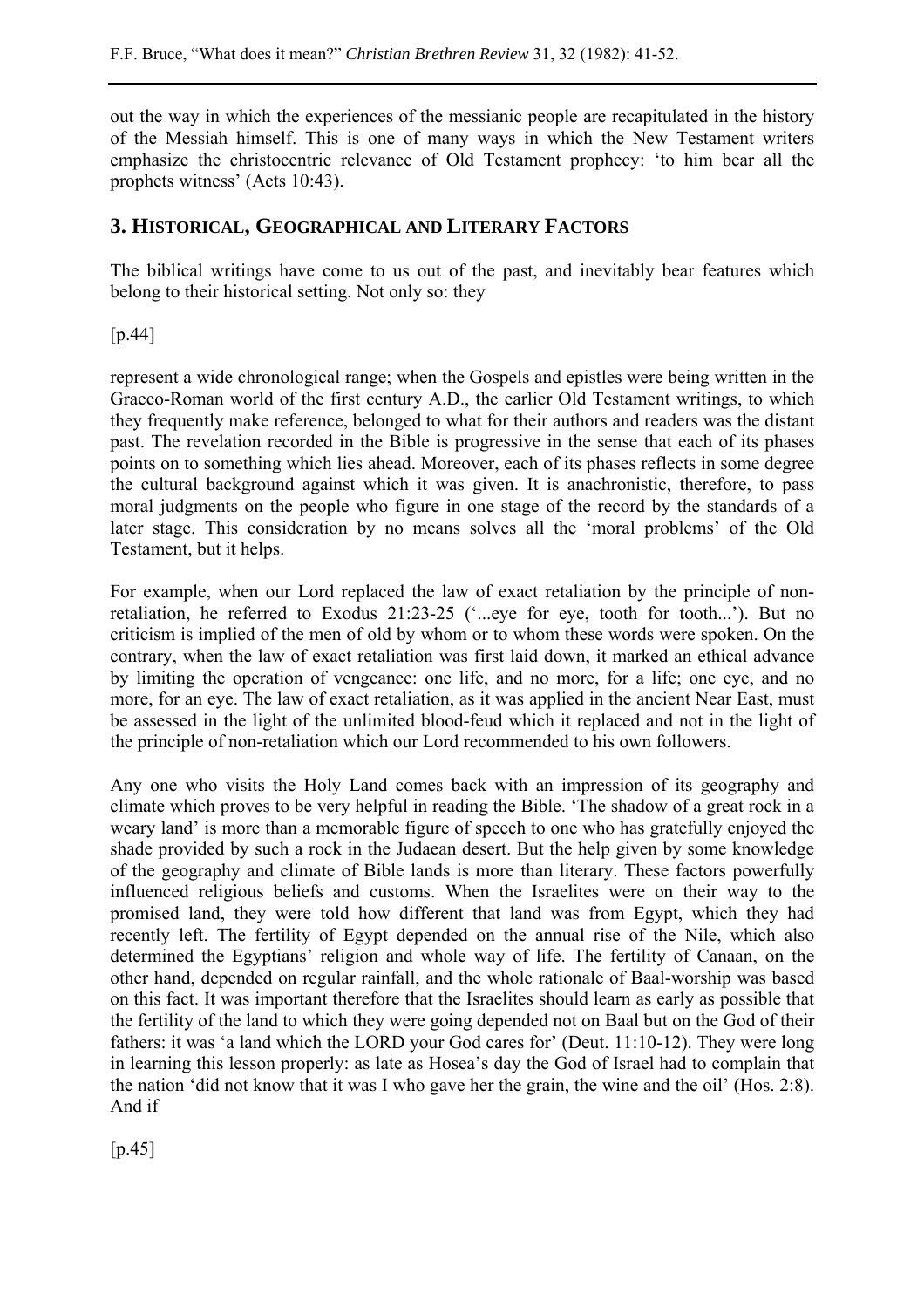out the way in which the experiences of the messianic people are recapitulated in the history of the Messiah himself. This is one of many ways in which the New Testament writers emphasize the christocentric relevance of Old Testament prophecy: 'to him bear all the prophets witness' (Acts 10:43).

## 3. Historical, Geographical and Literary Factors

The biblical writings have come to us out of the past, and inevitably bear features which belong to their historical setting. Not only so: they

[p.44]

represent a wide chronological range; when the Gospels and epistles were being written in the Graeco-Roman world of the first century A.D., the earlier Old Testament writings, to which they frequently make reference, belonged to what for their authors and readers was the distant past. The revelation recorded in the Bible is progressive in the sense that each of its phases points on to something which lies ahead. Moreover, each of its phases reflects in some degree the cultural background against which it was given. It is anachronistic, therefore, to pass moral judgments on the people who figure in one stage of the record by the standards of a later stage. This consideration by no means solves all the 'moral problems' of the Old Testament, but it helps.

For example, when our Lord replaced the law of exact retaliation by the principle of non-retaliation, he referred to Exodus 21:23-25 ('...eye for eye, tooth for tooth...'). But no criticism is implied of the men of old by whom or to whom these words were spoken. On the contrary, when the law of exact retaliation was first laid down, it marked an ethical advance by limiting the operation of vengeance: one life, and no more, for a life; one eye, and no more, for an eye. The law of exact retaliation, as it was applied in the ancient Near East, must be assessed in the light of the unlimited blood-feud which it replaced and not in the light of the principle of non-retaliation which our Lord recommended to his own followers.

Any one who visits the Holy Land comes back with an impression of its geography and climate which proves to be very helpful in reading the Bible. 'The shadow of a great rock in a weary land' is more than a memorable figure of speech to one who has gratefully enjoyed the shade provided by such a rock in the Judaean desert. But the help given by some knowledge of the geography and climate of Bible lands is more than literary. These factors powerfully influenced religious beliefs and customs. When the Israelites were on their way to the promised land, they were told how different that land was from Egypt, which they had recently left. The fertility of Egypt depended on the annual rise of the Nile, which also determined the Egyptians' religion and whole way of life. The fertility of Canaan, on the other hand, depended on regular rainfall, and the whole rationale of Baal-worship was based on this fact. It was important therefore that the Israelites should learn as early as possible that the fertility of the land to which they were going depended not on Baal but on the God of their fathers: it was 'a land which the LORD your God cares for' (Deut. 11:10-12). They were long in learning this lesson properly: as late as Hosea's day the God of Israel had to complain that the nation 'did not know that it was I who gave her the grain, the wine and the oil' (Hos. 2:8). And if

[p.45]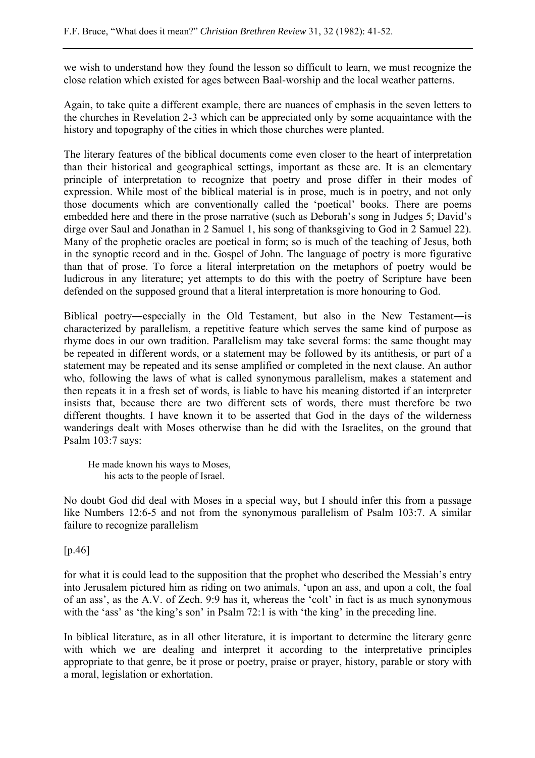we wish to understand how they found the lesson so difficult to learn, we must recognize the close relation which existed for ages between Baal-worship and the local weather patterns.

Again, to take quite a different example, there are nuances of emphasis in the seven letters to the churches in Revelation 2-3 which can be appreciated only by some acquaintance with the history and topography of the cities in which those churches were planted.

The literary features of the biblical documents come even closer to the heart of interpretation than their historical and geographical settings, important as these are. It is an elementary principle of interpretation to recognize that poetry and prose differ in their modes of expression. While most of the biblical material is in prose, much is in poetry, and not only those documents which are conventionally called the 'poetical' books. There are poems embedded here and there in the prose narrative (such as Deborah's song in Judges 5; David's dirge over Saul and Jonathan in 2 Samuel 1, his song of thanksgiving to God in 2 Samuel 22). Many of the prophetic oracles are poetical in form; so is much of the teaching of Jesus, both in the synoptic record and in the. Gospel of John. The language of poetry is more figurative than that of prose. To force a literal interpretation on the metaphors of poetry would be ludicrous in any literature; yet attempts to do this with the poetry of Scripture have been defended on the supposed ground that a literal interpretation is more honouring to God.

Biblical poetry―especially in the Old Testament, but also in the New Testament―is characterized by parallelism, a repetitive feature which serves the same kind of purpose as rhyme does in our own tradition. Parallelism may take several forms: the same thought may be repeated in different words, or a statement may be followed by its antithesis, or part of a statement may be repeated and its sense amplified or completed in the next clause. An author who, following the laws of what is called synonymous parallelism, makes a statement and then repeats it in a fresh set of words, is liable to have his meaning distorted if an interpreter insists that, because there are two different sets of words, there must therefore be two different thoughts. I have known it to be asserted that God in the days of the wilderness wanderings dealt with Moses otherwise than he did with the Israelites, on the ground that Psalm 103:7 says:

> He made known his ways to Moses,
> his acts to the people of Israel.

No doubt God did deal with Moses in a special way, but I should infer this from a passage like Numbers 12:6-5 and not from the synonymous parallelism of Psalm 103:7. A similar failure to recognize parallelism

[p.46]

for what it is could lead to the supposition that the prophet who described the Messiah's entry into Jerusalem pictured him as riding on two animals, 'upon an ass, and upon a colt, the foal of an ass', as the A.V. of Zech. 9:9 has it, whereas the 'colt' in fact is as much synonymous with the 'ass' as 'the king's son' in Psalm 72:1 is with 'the king' in the preceding line.

In biblical literature, as in all other literature, it is important to determine the literary genre with which we are dealing and interpret it according to the interpretative principles appropriate to that genre, be it prose or poetry, praise or prayer, history, parable or story with a moral, legislation or exhortation.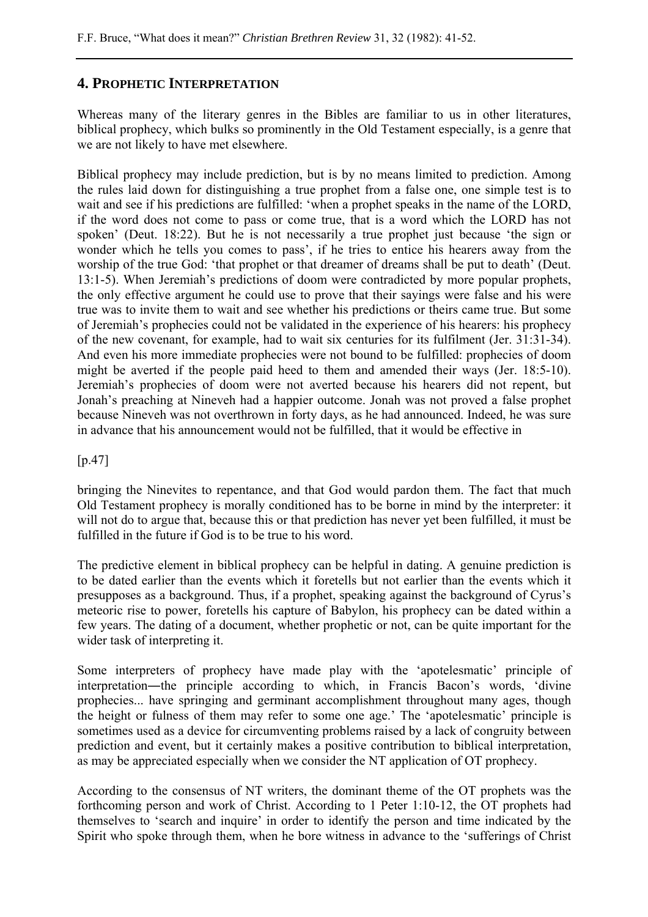## 4. Prophetic Interpretation

Whereas many of the literary genres in the Bibles are familiar to us in other literatures, biblical prophecy, which bulks so prominently in the Old Testament especially, is a genre that we are not likely to have met elsewhere.

Biblical prophecy may include prediction, but is by no means limited to prediction. Among the rules laid down for distinguishing a true prophet from a false one, one simple test is to wait and see if his predictions are fulfilled: 'when a prophet speaks in the name of the LORD, if the word does not come to pass or come true, that is a word which the LORD has not spoken' (Deut. 18:22). But he is not necessarily a true prophet just because 'the sign or wonder which he tells you comes to pass', if he tries to entice his hearers away from the worship of the true God: 'that prophet or that dreamer of dreams shall be put to death' (Deut. 13:1-5). When Jeremiah's predictions of doom were contradicted by more popular prophets, the only effective argument he could use to prove that their sayings were false and his were true was to invite them to wait and see whether his predictions or theirs came true. But some of Jeremiah's prophecies could not be validated in the experience of his hearers: his prophecy of the new covenant, for example, had to wait six centuries for its fulfilment (Jer. 31:31-34). And even his more immediate prophecies were not bound to be fulfilled: prophecies of doom might be averted if the people paid heed to them and amended their ways (Jer. 18:5-10). Jeremiah's prophecies of doom were not averted because his hearers did not repent, but Jonah's preaching at Nineveh had a happier outcome. Jonah was not proved a false prophet because Nineveh was not overthrown in forty days, as he had announced. Indeed, he was sure in advance that his announcement would not be fulfilled, that it would be effective in

[p.47]

bringing the Ninevites to repentance, and that God would pardon them. The fact that much Old Testament prophecy is morally conditioned has to be borne in mind by the interpreter: it will not do to argue that, because this or that prediction has never yet been fulfilled, it must be fulfilled in the future if God is to be true to his word.

The predictive element in biblical prophecy can be helpful in dating. A genuine prediction is to be dated earlier than the events which it foretells but not earlier than the events which it presupposes as a background. Thus, if a prophet, speaking against the background of Cyrus's meteoric rise to power, foretells his capture of Babylon, his prophecy can be dated within a few years. The dating of a document, whether prophetic or not, can be quite important for the wider task of interpreting it.

Some interpreters of prophecy have made play with the 'apotelesmatic' principle of interpretation―the principle according to which, in Francis Bacon's words, 'divine prophecies... have springing and germinant accomplishment throughout many ages, though the height or fulness of them may refer to some one age.' The 'apotelesmatic' principle is sometimes used as a device for circumventing problems raised by a lack of congruity between prediction and event, but it certainly makes a positive contribution to biblical interpretation, as may be appreciated especially when we consider the NT application of OT prophecy.

According to the consensus of NT writers, the dominant theme of the OT prophets was the forthcoming person and work of Christ. According to 1 Peter 1:10-12, the OT prophets had themselves to 'search and inquire' in order to identify the person and time indicated by the Spirit who spoke through them, when he bore witness in advance to the 'sufferings of Christ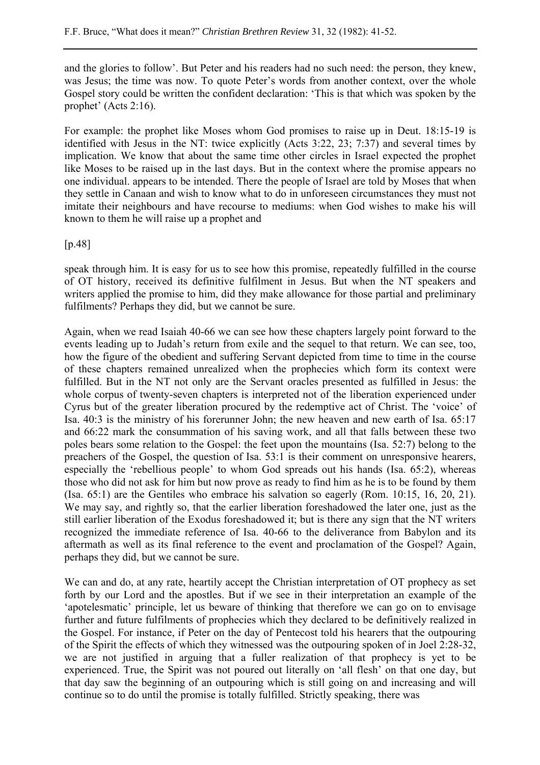and the glories to follow'. But Peter and his readers had no such need: the person, they knew, was Jesus; the time was now. To quote Peter's words from another context, over the whole Gospel story could be written the confident declaration: 'This is that which was spoken by the prophet' (Acts 2:16).

For example: the prophet like Moses whom God promises to raise up in Deut. 18:15-19 is identified with Jesus in the NT: twice explicitly (Acts 3:22, 23; 7:37) and several times by implication. We know that about the same time other circles in Israel expected the prophet like Moses to be raised up in the last days. But in the context where the promise appears no one individual. appears to be intended. There the people of Israel are told by Moses that when they settle in Canaan and wish to know what to do in unforeseen circumstances they must not imitate their neighbours and have recourse to mediums: when God wishes to make his will known to them he will raise up a prophet and

[p.48]

speak through him. It is easy for us to see how this promise, repeatedly fulfilled in the course of OT history, received its definitive fulfilment in Jesus. But when the NT speakers and writers applied the promise to him, did they make allowance for those partial and preliminary fulfilments? Perhaps they did, but we cannot be sure.

Again, when we read Isaiah 40-66 we can see how these chapters largely point forward to the events leading up to Judah's return from exile and the sequel to that return. We can see, too, how the figure of the obedient and suffering Servant depicted from time to time in the course of these chapters remained unrealized when the prophecies which form its context were fulfilled. But in the NT not only are the Servant oracles presented as fulfilled in Jesus: the whole corpus of twenty-seven chapters is interpreted not of the liberation experienced under Cyrus but of the greater liberation procured by the redemptive act of Christ. The 'voice' of Isa. 40:3 is the ministry of his forerunner John; the new heaven and new earth of Isa. 65:17 and 66:22 mark the consummation of his saving work, and all that falls between these two poles bears some relation to the Gospel: the feet upon the mountains (Isa. 52:7) belong to the preachers of the Gospel, the question of Isa. 53:1 is their comment on unresponsive hearers, especially the 'rebellious people' to whom God spreads out his hands (Isa. 65:2), whereas those who did not ask for him but now prove as ready to find him as he is to be found by them (Isa. 65:1) are the Gentiles who embrace his salvation so eagerly (Rom. 10:15, 16, 20, 21). We may say, and rightly so, that the earlier liberation foreshadowed the later one, just as the still earlier liberation of the Exodus foreshadowed it; but is there any sign that the NT writers recognized the immediate reference of Isa. 40-66 to the deliverance from Babylon and its aftermath as well as its final reference to the event and proclamation of the Gospel? Again, perhaps they did, but we cannot be sure.

We can and do, at any rate, heartily accept the Christian interpretation of OT prophecy as set forth by our Lord and the apostles. But if we see in their interpretation an example of the 'apotelesmatic' principle, let us beware of thinking that therefore we can go on to envisage further and future fulfilments of prophecies which they declared to be definitively realized in the Gospel. For instance, if Peter on the day of Pentecost told his hearers that the outpouring of the Spirit the effects of which they witnessed was the outpouring spoken of in Joel 2:28-32, we are not justified in arguing that a fuller realization of that prophecy is yet to be experienced. True, the Spirit was not poured out literally on 'all flesh' on that one day, but that day saw the beginning of an outpouring which is still going on and increasing and will continue so to do until the promise is totally fulfilled. Strictly speaking, there was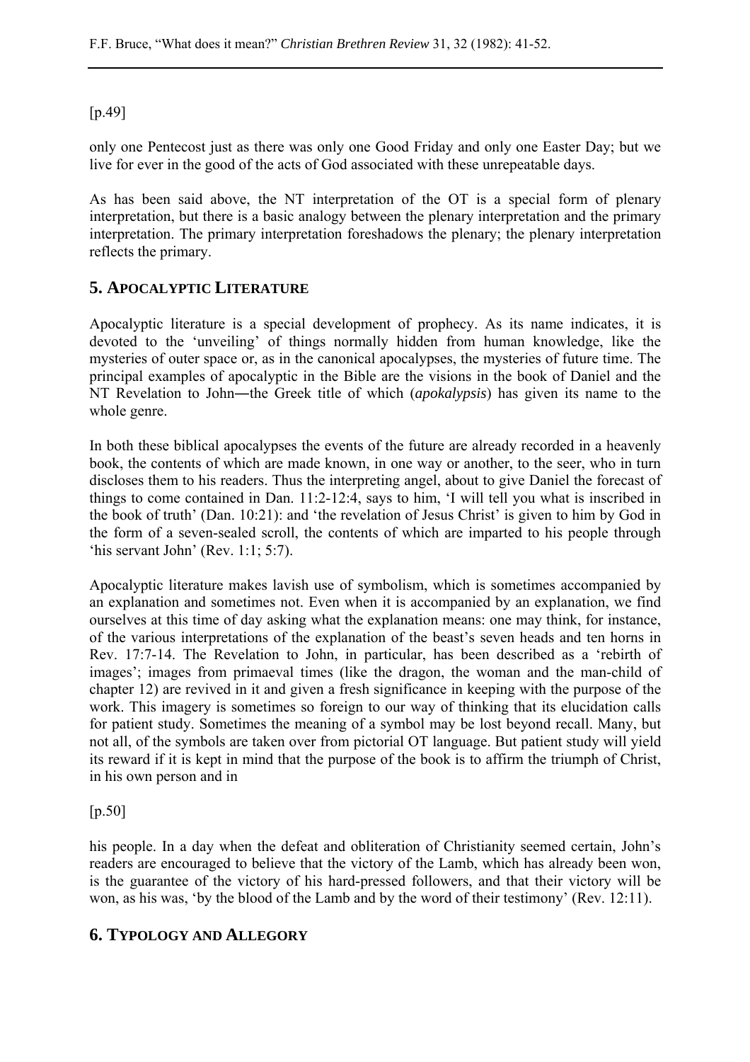[p.49]

only one Pentecost just as there was only one Good Friday and only one Easter Day; but we live for ever in the good of the acts of God associated with these unrepeatable days.

As has been said above, the NT interpretation of the OT is a special form of plenary interpretation, but there is a basic analogy between the plenary interpretation and the primary interpretation. The primary interpretation foreshadows the plenary; the plenary interpretation reflects the primary.

## 5. Apocalyptic Literature

Apocalyptic literature is a special development of prophecy. As its name indicates, it is devoted to the 'unveiling' of things normally hidden from human knowledge, like the mysteries of outer space or, as in the canonical apocalypses, the mysteries of future time. The principal examples of apocalyptic in the Bible are the visions in the book of Daniel and the NT Revelation to John―the Greek title of which (*apokalypsis*) has given its name to the whole genre.

In both these biblical apocalypses the events of the future are already recorded in a heavenly book, the contents of which are made known, in one way or another, to the seer, who in turn discloses them to his readers. Thus the interpreting angel, about to give Daniel the forecast of things to come contained in Dan. 11:2-12:4, says to him, 'I will tell you what is inscribed in the book of truth' (Dan. 10:21): and 'the revelation of Jesus Christ' is given to him by God in the form of a seven-sealed scroll, the contents of which are imparted to his people through 'his servant John' (Rev. 1:1; 5:7).

Apocalyptic literature makes lavish use of symbolism, which is sometimes accompanied by an explanation and sometimes not. Even when it is accompanied by an explanation, we find ourselves at this time of day asking what the explanation means: one may think, for instance, of the various interpretations of the explanation of the beast's seven heads and ten horns in Rev. 17:7-14. The Revelation to John, in particular, has been described as a 'rebirth of images'; images from primaeval times (like the dragon, the woman and the man-child of chapter 12) are revived in it and given a fresh significance in keeping with the purpose of the work. This imagery is sometimes so foreign to our way of thinking that its elucidation calls for patient study. Sometimes the meaning of a symbol may be lost beyond recall. Many, but not all, of the symbols are taken over from pictorial OT language. But patient study will yield its reward if it is kept in mind that the purpose of the book is to affirm the triumph of Christ, in his own person and in

[p.50]

his people. In a day when the defeat and obliteration of Christianity seemed certain, John's readers are encouraged to believe that the victory of the Lamb, which has already been won, is the guarantee of the victory of his hard-pressed followers, and that their victory will be won, as his was, 'by the blood of the Lamb and by the word of their testimony' (Rev. 12:11).

## 6. Typology and Allegory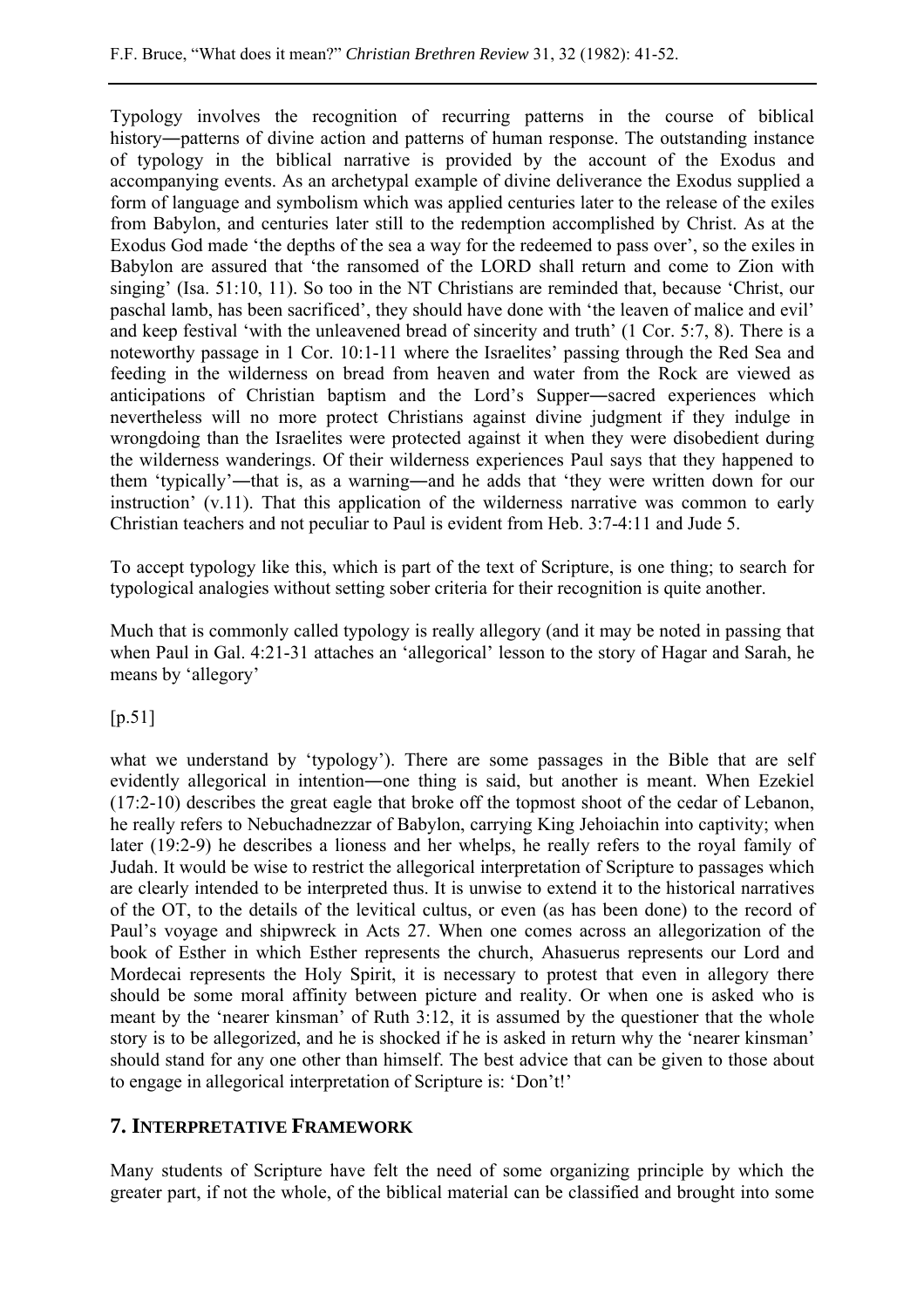Typology involves the recognition of recurring patterns in the course of biblical history―patterns of divine action and patterns of human response. The outstanding instance of typology in the biblical narrative is provided by the account of the Exodus and accompanying events. As an archetypal example of divine deliverance the Exodus supplied a form of language and symbolism which was applied centuries later to the release of the exiles from Babylon, and centuries later still to the redemption accomplished by Christ. As at the Exodus God made 'the depths of the sea a way for the redeemed to pass over', so the exiles in Babylon are assured that 'the ransomed of the LORD shall return and come to Zion with singing' (Isa. 51:10, 11). So too in the NT Christians are reminded that, because 'Christ, our paschal lamb, has been sacrificed', they should have done with 'the leaven of malice and evil' and keep festival 'with the unleavened bread of sincerity and truth' (1 Cor. 5:7, 8). There is a noteworthy passage in 1 Cor. 10:1-11 where the Israelites' passing through the Red Sea and feeding in the wilderness on bread from heaven and water from the Rock are viewed as anticipations of Christian baptism and the Lord's Supper―sacred experiences which nevertheless will no more protect Christians against divine judgment if they indulge in wrongdoing than the Israelites were protected against it when they were disobedient during the wilderness wanderings. Of their wilderness experiences Paul says that they happened to them 'typically'―that is, as a warning―and he adds that 'they were written down for our instruction' (v.11). That this application of the wilderness narrative was common to early Christian teachers and not peculiar to Paul is evident from Heb. 3:7-4:11 and Jude 5.

To accept typology like this, which is part of the text of Scripture, is one thing; to search for typological analogies without setting sober criteria for their recognition is quite another.

Much that is commonly called typology is really allegory (and it may be noted in passing that when Paul in Gal. 4:21-31 attaches an 'allegorical' lesson to the story of Hagar and Sarah, he means by 'allegory'

[p.51]

what we understand by 'typology'). There are some passages in the Bible that are self evidently allegorical in intention―one thing is said, but another is meant. When Ezekiel (17:2-10) describes the great eagle that broke off the topmost shoot of the cedar of Lebanon, he really refers to Nebuchadnezzar of Babylon, carrying King Jehoiachin into captivity; when later (19:2-9) he describes a lioness and her whelps, he really refers to the royal family of Judah. It would be wise to restrict the allegorical interpretation of Scripture to passages which are clearly intended to be interpreted thus. It is unwise to extend it to the historical narratives of the OT, to the details of the levitical cultus, or even (as has been done) to the record of Paul's voyage and shipwreck in Acts 27. When one comes across an allegorization of the book of Esther in which Esther represents the church, Ahasuerus represents our Lord and Mordecai represents the Holy Spirit, it is necessary to protest that even in allegory there should be some moral affinity between picture and reality. Or when one is asked who is meant by the 'nearer kinsman' of Ruth 3:12, it is assumed by the questioner that the whole story is to be allegorized, and he is shocked if he is asked in return why the 'nearer kinsman' should stand for any one other than himself. The best advice that can be given to those about to engage in allegorical interpretation of Scripture is: 'Don't!'

## 7. Interpretative Framework

Many students of Scripture have felt the need of some organizing principle by which the greater part, if not the whole, of the biblical material can be classified and brought into some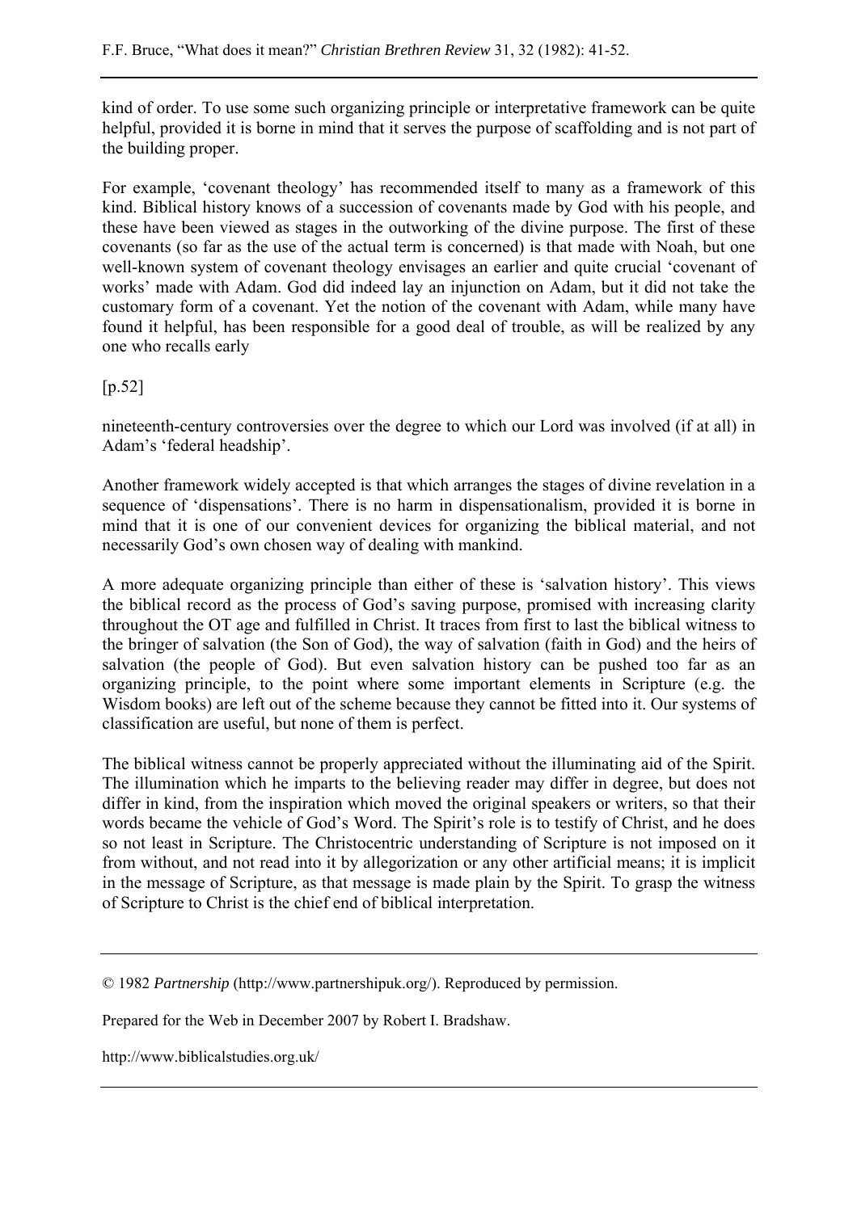kind of order. To use some such organizing principle or interpretative framework can be quite helpful, provided it is borne in mind that it serves the purpose of scaffolding and is not part of the building proper.

For example, 'covenant theology' has recommended itself to many as a framework of this kind. Biblical history knows of a succession of covenants made by God with his people, and these have been viewed as stages in the outworking of the divine purpose. The first of these covenants (so far as the use of the actual term is concerned) is that made with Noah, but one well-known system of covenant theology envisages an earlier and quite crucial 'covenant of works' made with Adam. God did indeed lay an injunction on Adam, but it did not take the customary form of a covenant. Yet the notion of the covenant with Adam, while many have found it helpful, has been responsible for a good deal of trouble, as will be realized by any one who recalls early

[p.52]

nineteenth-century controversies over the degree to which our Lord was involved (if at all) in Adam's 'federal headship'.

Another framework widely accepted is that which arranges the stages of divine revelation in a sequence of 'dispensations'. There is no harm in dispensationalism, provided it is borne in mind that it is one of our convenient devices for organizing the biblical material, and not necessarily God's own chosen way of dealing with mankind.

A more adequate organizing principle than either of these is 'salvation history'. This views the biblical record as the process of God's saving purpose, promised with increasing clarity throughout the OT age and fulfilled in Christ. It traces from first to last the biblical witness to the bringer of salvation (the Son of God), the way of salvation (faith in God) and the heirs of salvation (the people of God). But even salvation history can be pushed too far as an organizing principle, to the point where some important elements in Scripture (e.g. the Wisdom books) are left out of the scheme because they cannot be fitted into it. Our systems of classification are useful, but none of them is perfect.

The biblical witness cannot be properly appreciated without the illuminating aid of the Spirit. The illumination which he imparts to the believing reader may differ in degree, but does not differ in kind, from the inspiration which moved the original speakers or writers, so that their words became the vehicle of God's Word. The Spirit's role is to testify of Christ, and he does so not least in Scripture. The Christocentric understanding of Scripture is not imposed on it from without, and not read into it by allegorization or any other artificial means; it is implicit in the message of Scripture, as that message is made plain by the Spirit. To grasp the witness of Scripture to Christ is the chief end of biblical interpretation.

---

© 1982 *Partnership* (http://www.partnershipuk.org/). Reproduced by permission.

Prepared for the Web in December 2007 by Robert I. Bradshaw.

http://www.biblicalstudies.org.uk/